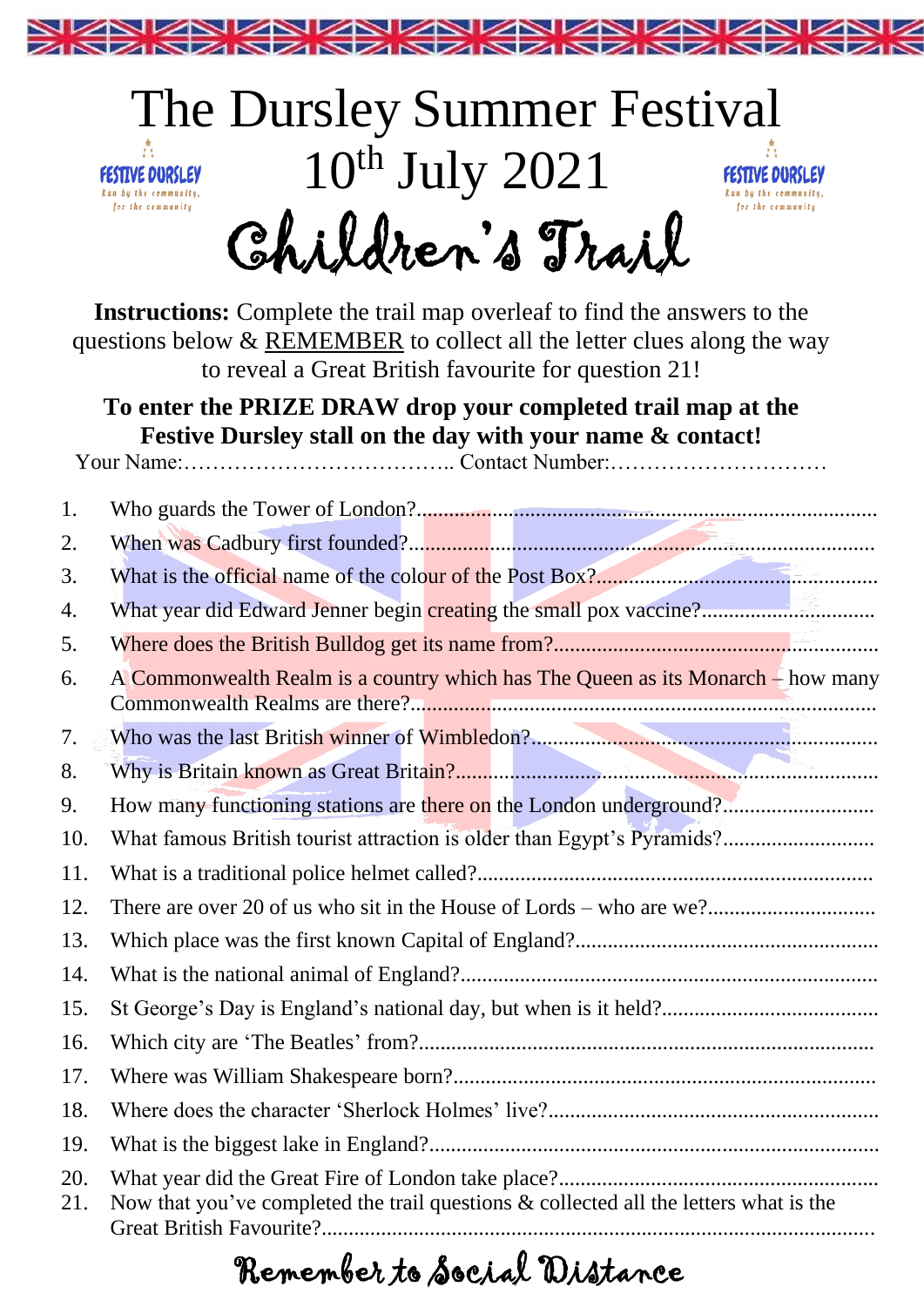# The Dursley Summer Festival

# 10th July 2021

FESTIVE DURSLEY
Run by the community, for the community

## Children's Trail

**Instructions:** Complete the trail map overleaf to find the answers to the questions below & REMEMBER to collect all the letter clues along the way to reveal a Great British favourite for question 21!

**To enter the PRIZE DRAW drop your completed trail map at the Festive Dursley stall on the day with your name & contact!**

Your Name:……………………………….. Contact Number:…………………………

1. Who guards the Tower of London?…………………………………………………………
2. When was Cadbury first founded?…………………………………………………………
3. What is the official name of the colour of the Post Box?…………………………………
4. What year did Edward Jenner begin creating the small pox vaccine?……………………
5. Where does the British Bulldog get its name from?………………………………………
6. A Commonwealth Realm is a country which has The Queen as its Monarch – how many Commonwealth Realms are there?……………………………………………………………
7. Who was the last British winner of Wimbledon?…………………………………………
8. Why is Britain known as Great Britain?……………………………………………………
9. How many functioning stations are there on the London underground?…………………
10. What famous British tourist attraction is older than Egypt's Pyramids?…………………
11. What is a traditional police helmet called?………………………………………………
12. There are over 20 of us who sit in the House of Lords – who are we?…………………
13. Which place was the first known Capital of England?……………………………………
14. What is the national animal of England?…………………………………………………
15. St George's Day is England's national day, but when is it held?…………………………
16. Which city are 'The Beatles' from?…………………………………………………………
17. Where was William Shakespeare born?……………………………………………………
18. Where does the character 'Sherlock Holmes' live?…………………………………………
19. What is the biggest lake in England?………………………………………………………
20. What year did the Great Fire of London take place?………………………………………
21. Now that you've completed the trail questions & collected all the letters what is the Great British Favourite?……………………………………………………………………

Remember to Social Distance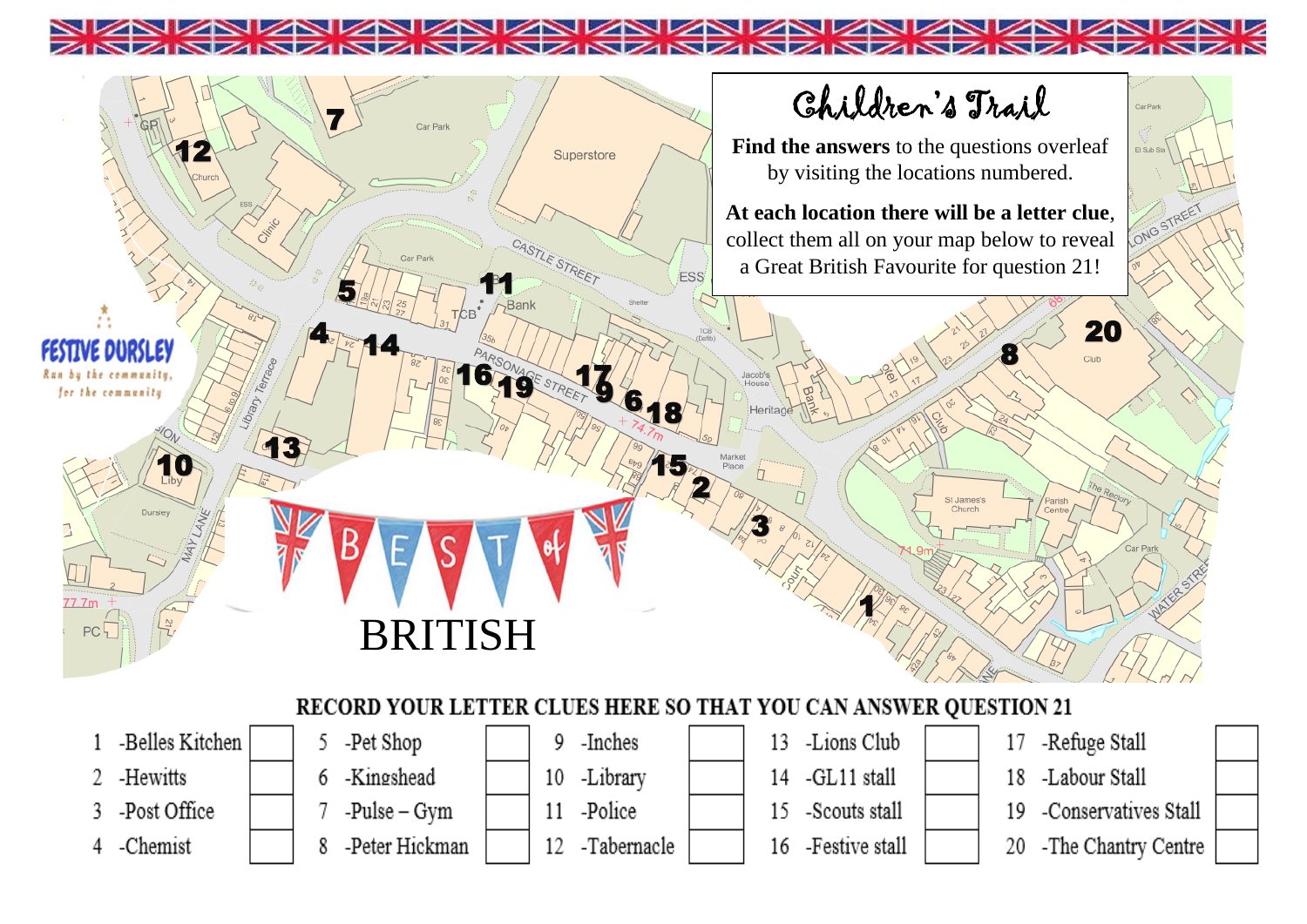# Children's Trail

**Find the answers** to the questions overleaf by visiting the locations numbered.

**At each location there will be a letter clue**, collect them all on your map below to reveal a Great British Favourite for question 21!

FESTIVE DURSLEY

Run by the community, for the community

BEST of

BRITISH

## RECORD YOUR LETTER CLUES HERE SO THAT YOU CAN ANSWER QUESTION 21

| | | | | | | | | | |
|---|---|---|---|---|---|---|---|---|---|
| 1 -Belles Kitchen | | 5 -Pet Shop | | 9 -Inches | | 13 -Lions Club | | 17 -Refuge Stall | |
| 2 -Hewitts | | 6 -Kingshead | | 10 -Library | | 14 -GL11 stall | | 18 -Labour Stall | |
| 3 -Post Office | | 7 -Pulse – Gym | | 11 -Police | | 15 -Scouts stall | | 19 -Conservatives Stall | |
| 4 -Chemist | | 8 -Peter Hickman | | 12 -Tabernacle | | 16 -Festive stall | | 20 -The Chantry Centre | |